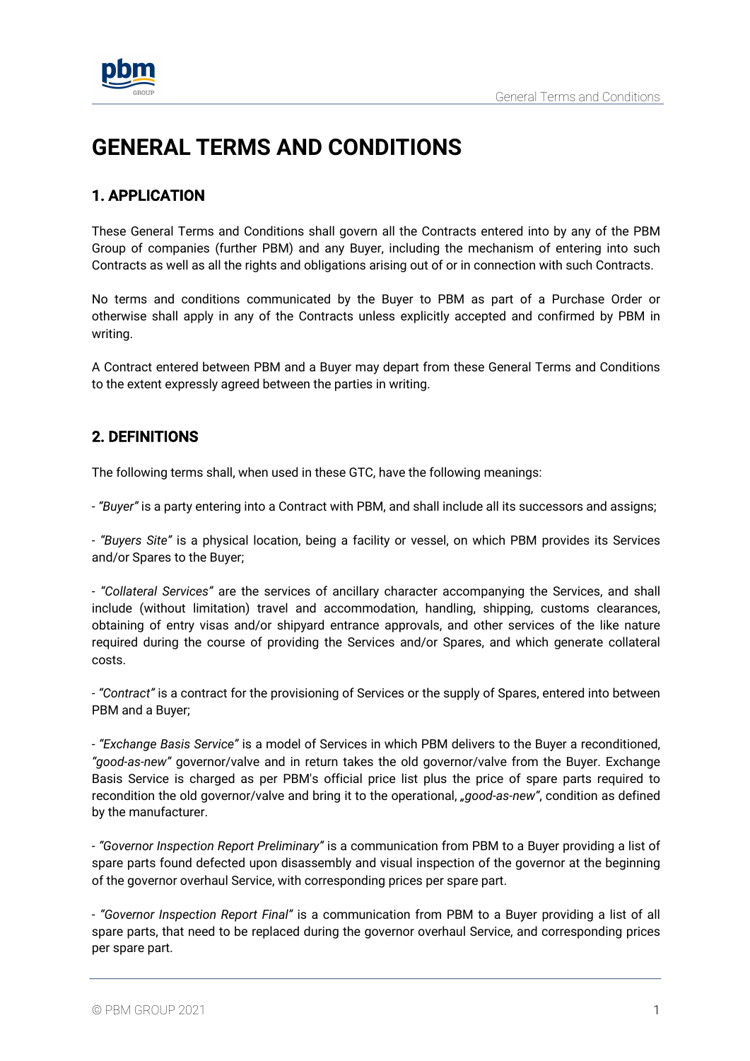# GENERAL TERMS AND CONDITIONS

## 1. APPLICATION

These General Terms and Conditions shall govern all the Contracts entered into by any of the PBM Group of companies (further PBM) and any Buyer, including the mechanism of entering into such Contracts as well as all the rights and obligations arising out of or in connection with such Contracts.

No terms and conditions communicated by the Buyer to PBM as part of a Purchase Order or otherwise shall apply in any of the Contracts unless explicitly accepted and confirmed by PBM in writing.

A Contract entered between PBM and a Buyer may depart from these General Terms and Conditions to the extent expressly agreed between the parties in writing.

## 2. DEFINITIONS

The following terms shall, when used in these GTC, have the following meanings:

- *"Buyer"* is a party entering into a Contract with PBM, and shall include all its successors and assigns;

- *"Buyers Site"* is a physical location, being a facility or vessel, on which PBM provides its Services and/or Spares to the Buyer;

- *"Collateral Services"* are the services of ancillary character accompanying the Services, and shall include (without limitation) travel and accommodation, handling, shipping, customs clearances, obtaining of entry visas and/or shipyard entrance approvals, and other services of the like nature required during the course of providing the Services and/or Spares, and which generate collateral costs.

- *"Contract"* is a contract for the provisioning of Services or the supply of Spares, entered into between PBM and a Buyer;

- *"Exchange Basis Service"* is a model of Services in which PBM delivers to the Buyer a reconditioned, *"good-as-new"* governor/valve and in return takes the old governor/valve from the Buyer. Exchange Basis Service is charged as per PBM's official price list plus the price of spare parts required to recondition the old governor/valve and bring it to the operational, *„good-as-new"*, condition as defined by the manufacturer.

- *"Governor Inspection Report Preliminary"* is a communication from PBM to a Buyer providing a list of spare parts found defected upon disassembly and visual inspection of the governor at the beginning of the governor overhaul Service, with corresponding prices per spare part.

- *"Governor Inspection Report Final"* is a communication from PBM to a Buyer providing a list of all spare parts, that need to be replaced during the governor overhaul Service, and corresponding prices per spare part.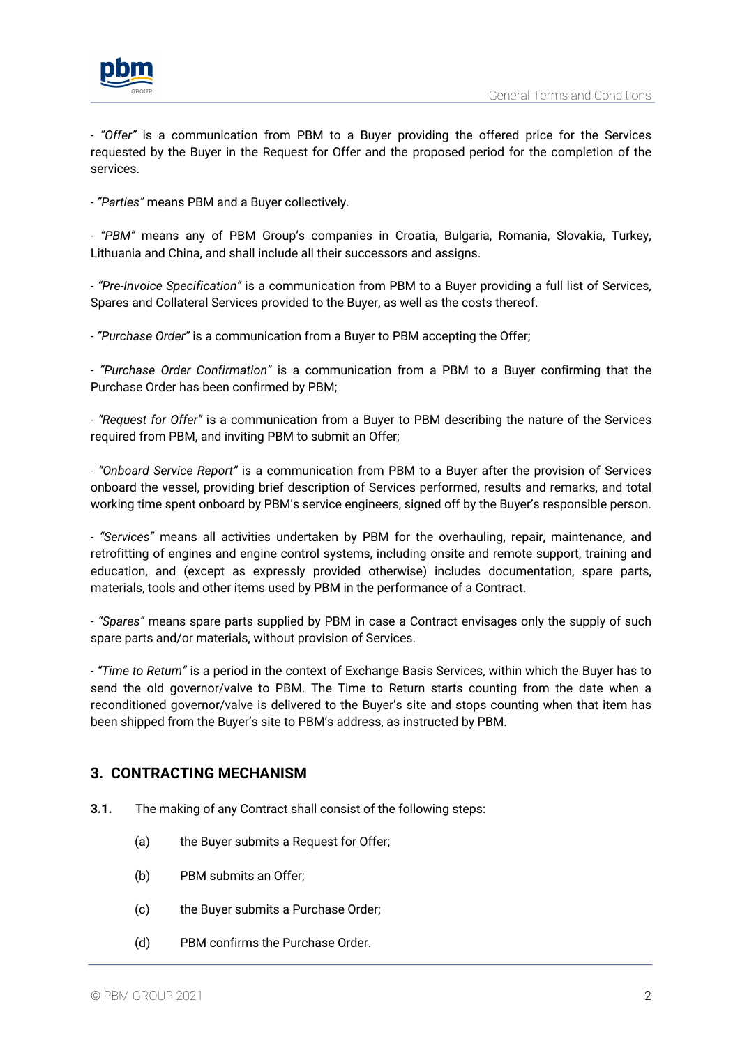- *"Offer"* is a communication from PBM to a Buyer providing the offered price for the Services requested by the Buyer in the Request for Offer and the proposed period for the completion of the services.

- *"Parties"* means PBM and a Buyer collectively.

- *"PBM"* means any of PBM Group's companies in Croatia, Bulgaria, Romania, Slovakia, Turkey, Lithuania and China, and shall include all their successors and assigns.

- *"Pre-Invoice Specification"* is a communication from PBM to a Buyer providing a full list of Services, Spares and Collateral Services provided to the Buyer, as well as the costs thereof.

- *"Purchase Order"* is a communication from a Buyer to PBM accepting the Offer;

- *"Purchase Order Confirmation"* is a communication from a PBM to a Buyer confirming that the Purchase Order has been confirmed by PBM;

- *"Request for Offer"* is a communication from a Buyer to PBM describing the nature of the Services required from PBM, and inviting PBM to submit an Offer;

- *"Onboard Service Report"* is a communication from PBM to a Buyer after the provision of Services onboard the vessel, providing brief description of Services performed, results and remarks, and total working time spent onboard by PBM's service engineers, signed off by the Buyer's responsible person.

- *"Services"* means all activities undertaken by PBM for the overhauling, repair, maintenance, and retrofitting of engines and engine control systems, including onsite and remote support, training and education, and (except as expressly provided otherwise) includes documentation, spare parts, materials, tools and other items used by PBM in the performance of a Contract.

- *"Spares"* means spare parts supplied by PBM in case a Contract envisages only the supply of such spare parts and/or materials, without provision of Services.

- *"Time to Return"* is a period in the context of Exchange Basis Services, within which the Buyer has to send the old governor/valve to PBM. The Time to Return starts counting from the date when a reconditioned governor/valve is delivered to the Buyer's site and stops counting when that item has been shipped from the Buyer's site to PBM's address, as instructed by PBM.

## 3. CONTRACTING MECHANISM

**3.1.** The making of any Contract shall consist of the following steps:

(a) the Buyer submits a Request for Offer;

(b) PBM submits an Offer;

(c) the Buyer submits a Purchase Order;

(d) PBM confirms the Purchase Order.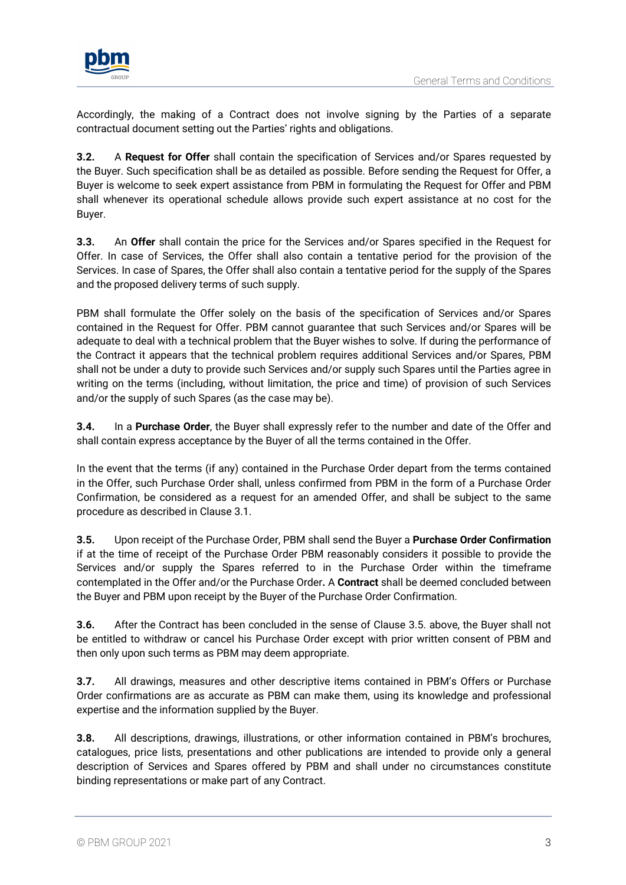Accordingly, the making of a Contract does not involve signing by the Parties of a separate contractual document setting out the Parties' rights and obligations.

**3.2.** A **Request for Offer** shall contain the specification of Services and/or Spares requested by the Buyer. Such specification shall be as detailed as possible. Before sending the Request for Offer, a Buyer is welcome to seek expert assistance from PBM in formulating the Request for Offer and PBM shall whenever its operational schedule allows provide such expert assistance at no cost for the Buyer.

**3.3.** An **Offer** shall contain the price for the Services and/or Spares specified in the Request for Offer. In case of Services, the Offer shall also contain a tentative period for the provision of the Services. In case of Spares, the Offer shall also contain a tentative period for the supply of the Spares and the proposed delivery terms of such supply.

PBM shall formulate the Offer solely on the basis of the specification of Services and/or Spares contained in the Request for Offer. PBM cannot guarantee that such Services and/or Spares will be adequate to deal with a technical problem that the Buyer wishes to solve. If during the performance of the Contract it appears that the technical problem requires additional Services and/or Spares, PBM shall not be under a duty to provide such Services and/or supply such Spares until the Parties agree in writing on the terms (including, without limitation, the price and time) of provision of such Services and/or the supply of such Spares (as the case may be).

**3.4.** In a **Purchase Order**, the Buyer shall expressly refer to the number and date of the Offer and shall contain express acceptance by the Buyer of all the terms contained in the Offer.

In the event that the terms (if any) contained in the Purchase Order depart from the terms contained in the Offer, such Purchase Order shall, unless confirmed from PBM in the form of a Purchase Order Confirmation, be considered as a request for an amended Offer, and shall be subject to the same procedure as described in Clause 3.1.

**3.5.** Upon receipt of the Purchase Order, PBM shall send the Buyer a **Purchase Order Confirmation** if at the time of receipt of the Purchase Order PBM reasonably considers it possible to provide the Services and/or supply the Spares referred to in the Purchase Order within the timeframe contemplated in the Offer and/or the Purchase Order**.** A **Contract** shall be deemed concluded between the Buyer and PBM upon receipt by the Buyer of the Purchase Order Confirmation.

**3.6.** After the Contract has been concluded in the sense of Clause 3.5. above, the Buyer shall not be entitled to withdraw or cancel his Purchase Order except with prior written consent of PBM and then only upon such terms as PBM may deem appropriate.

**3.7.** All drawings, measures and other descriptive items contained in PBM's Offers or Purchase Order confirmations are as accurate as PBM can make them, using its knowledge and professional expertise and the information supplied by the Buyer.

**3.8.** All descriptions, drawings, illustrations, or other information contained in PBM's brochures, catalogues, price lists, presentations and other publications are intended to provide only a general description of Services and Spares offered by PBM and shall under no circumstances constitute binding representations or make part of any Contract.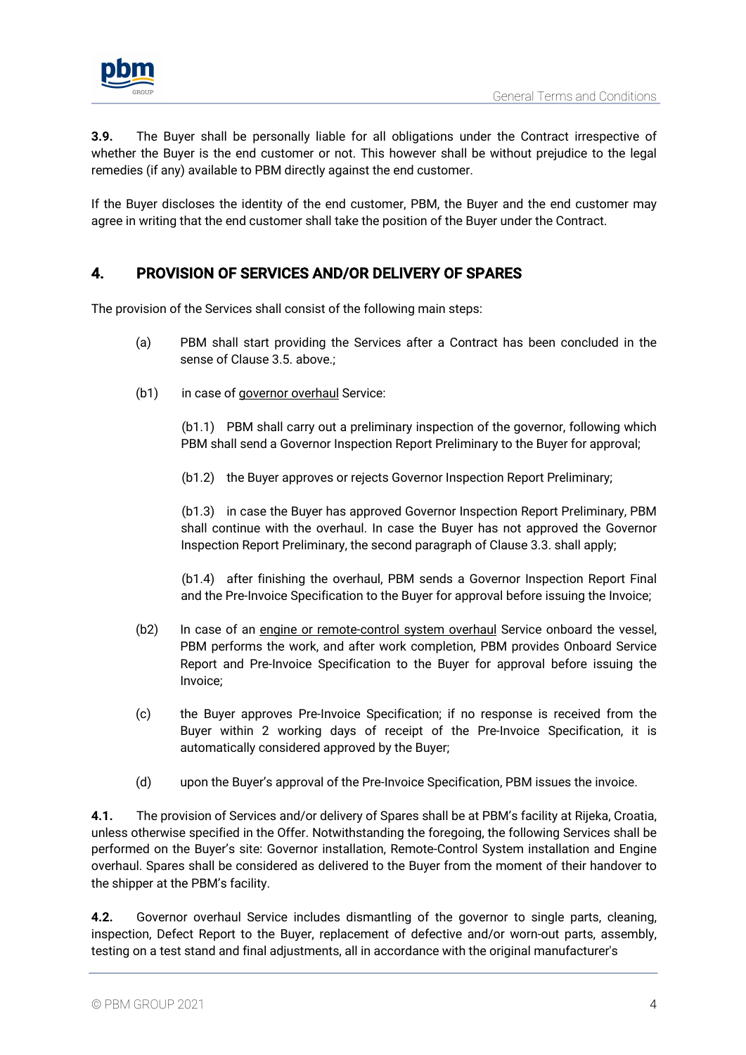**3.9.** The Buyer shall be personally liable for all obligations under the Contract irrespective of whether the Buyer is the end customer or not. This however shall be without prejudice to the legal remedies (if any) available to PBM directly against the end customer.

If the Buyer discloses the identity of the end customer, PBM, the Buyer and the end customer may agree in writing that the end customer shall take the position of the Buyer under the Contract.

## 4. PROVISION OF SERVICES AND/OR DELIVERY OF SPARES

The provision of the Services shall consist of the following main steps:

(a) PBM shall start providing the Services after a Contract has been concluded in the sense of Clause 3.5. above.;

(b1) in case of <u>governor overhaul</u> Service:

(b1.1) PBM shall carry out a preliminary inspection of the governor, following which PBM shall send a Governor Inspection Report Preliminary to the Buyer for approval;

(b1.2) the Buyer approves or rejects Governor Inspection Report Preliminary;

(b1.3) in case the Buyer has approved Governor Inspection Report Preliminary, PBM shall continue with the overhaul. In case the Buyer has not approved the Governor Inspection Report Preliminary, the second paragraph of Clause 3.3. shall apply;

(b1.4) after finishing the overhaul, PBM sends a Governor Inspection Report Final and the Pre-Invoice Specification to the Buyer for approval before issuing the Invoice;

(b2) In case of an <u>engine or remote-control system overhaul</u> Service onboard the vessel, PBM performs the work, and after work completion, PBM provides Onboard Service Report and Pre-Invoice Specification to the Buyer for approval before issuing the Invoice;

(c) the Buyer approves Pre-Invoice Specification; if no response is received from the Buyer within 2 working days of receipt of the Pre-Invoice Specification, it is automatically considered approved by the Buyer;

(d) upon the Buyer's approval of the Pre-Invoice Specification, PBM issues the invoice.

**4.1.** The provision of Services and/or delivery of Spares shall be at PBM's facility at Rijeka, Croatia, unless otherwise specified in the Offer. Notwithstanding the foregoing, the following Services shall be performed on the Buyer's site: Governor installation, Remote-Control System installation and Engine overhaul. Spares shall be considered as delivered to the Buyer from the moment of their handover to the shipper at the PBM's facility.

**4.2.** Governor overhaul Service includes dismantling of the governor to single parts, cleaning, inspection, Defect Report to the Buyer, replacement of defective and/or worn-out parts, assembly, testing on a test stand and final adjustments, all in accordance with the original manufacturer's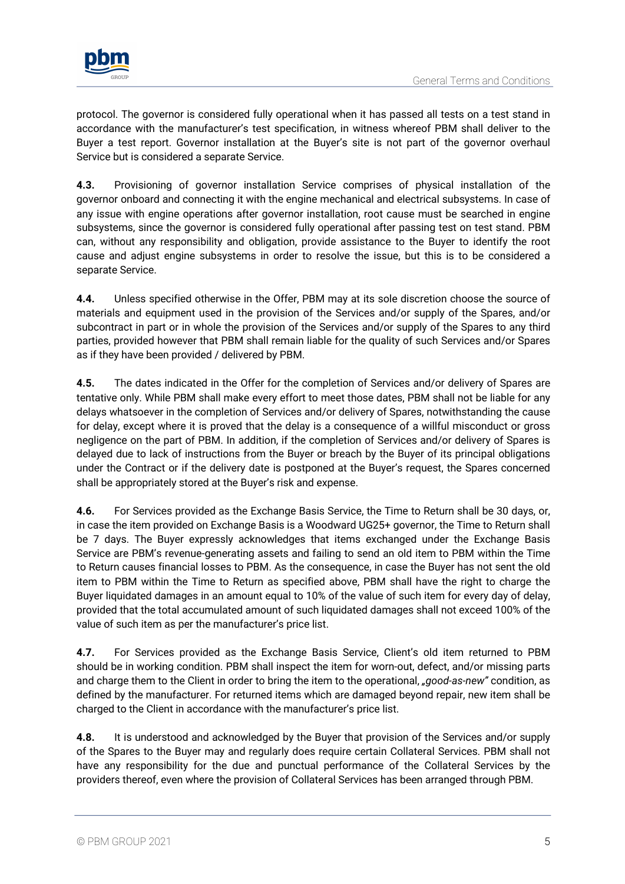protocol. The governor is considered fully operational when it has passed all tests on a test stand in accordance with the manufacturer's test specification, in witness whereof PBM shall deliver to the Buyer a test report. Governor installation at the Buyer's site is not part of the governor overhaul Service but is considered a separate Service.

**4.3.** Provisioning of governor installation Service comprises of physical installation of the governor onboard and connecting it with the engine mechanical and electrical subsystems. In case of any issue with engine operations after governor installation, root cause must be searched in engine subsystems, since the governor is considered fully operational after passing test on test stand. PBM can, without any responsibility and obligation, provide assistance to the Buyer to identify the root cause and adjust engine subsystems in order to resolve the issue, but this is to be considered a separate Service.

**4.4.** Unless specified otherwise in the Offer, PBM may at its sole discretion choose the source of materials and equipment used in the provision of the Services and/or supply of the Spares, and/or subcontract in part or in whole the provision of the Services and/or supply of the Spares to any third parties, provided however that PBM shall remain liable for the quality of such Services and/or Spares as if they have been provided / delivered by PBM.

**4.5.** The dates indicated in the Offer for the completion of Services and/or delivery of Spares are tentative only. While PBM shall make every effort to meet those dates, PBM shall not be liable for any delays whatsoever in the completion of Services and/or delivery of Spares, notwithstanding the cause for delay, except where it is proved that the delay is a consequence of a willful misconduct or gross negligence on the part of PBM. In addition, if the completion of Services and/or delivery of Spares is delayed due to lack of instructions from the Buyer or breach by the Buyer of its principal obligations under the Contract or if the delivery date is postponed at the Buyer's request, the Spares concerned shall be appropriately stored at the Buyer's risk and expense.

**4.6.** For Services provided as the Exchange Basis Service, the Time to Return shall be 30 days, or, in case the item provided on Exchange Basis is a Woodward UG25+ governor, the Time to Return shall be 7 days. The Buyer expressly acknowledges that items exchanged under the Exchange Basis Service are PBM's revenue-generating assets and failing to send an old item to PBM within the Time to Return causes financial losses to PBM. As the consequence, in case the Buyer has not sent the old item to PBM within the Time to Return as specified above, PBM shall have the right to charge the Buyer liquidated damages in an amount equal to 10% of the value of such item for every day of delay, provided that the total accumulated amount of such liquidated damages shall not exceed 100% of the value of such item as per the manufacturer's price list.

**4.7.** For Services provided as the Exchange Basis Service, Client's old item returned to PBM should be in working condition. PBM shall inspect the item for worn-out, defect, and/or missing parts and charge them to the Client in order to bring the item to the operational, *„good-as-new"* condition, as defined by the manufacturer. For returned items which are damaged beyond repair, new item shall be charged to the Client in accordance with the manufacturer's price list.

**4.8.** It is understood and acknowledged by the Buyer that provision of the Services and/or supply of the Spares to the Buyer may and regularly does require certain Collateral Services. PBM shall not have any responsibility for the due and punctual performance of the Collateral Services by the providers thereof, even where the provision of Collateral Services has been arranged through PBM.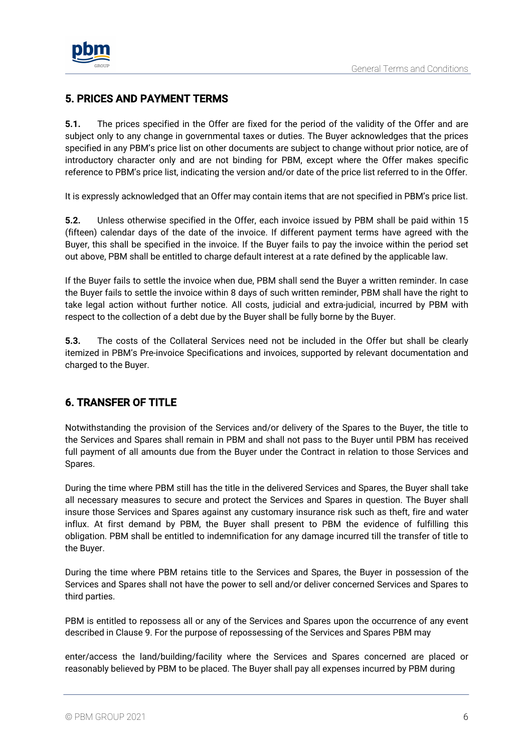## 5. PRICES AND PAYMENT TERMS

**5.1.** The prices specified in the Offer are fixed for the period of the validity of the Offer and are subject only to any change in governmental taxes or duties. The Buyer acknowledges that the prices specified in any PBM's price list on other documents are subject to change without prior notice, are of introductory character only and are not binding for PBM, except where the Offer makes specific reference to PBM's price list, indicating the version and/or date of the price list referred to in the Offer.

It is expressly acknowledged that an Offer may contain items that are not specified in PBM's price list.

**5.2.** Unless otherwise specified in the Offer, each invoice issued by PBM shall be paid within 15 (fifteen) calendar days of the date of the invoice. If different payment terms have agreed with the Buyer, this shall be specified in the invoice. If the Buyer fails to pay the invoice within the period set out above, PBM shall be entitled to charge default interest at a rate defined by the applicable law.

If the Buyer fails to settle the invoice when due, PBM shall send the Buyer a written reminder. In case the Buyer fails to settle the invoice within 8 days of such written reminder, PBM shall have the right to take legal action without further notice. All costs, judicial and extra-judicial, incurred by PBM with respect to the collection of a debt due by the Buyer shall be fully borne by the Buyer.

**5.3.** The costs of the Collateral Services need not be included in the Offer but shall be clearly itemized in PBM's Pre-invoice Specifications and invoices, supported by relevant documentation and charged to the Buyer.

## 6. TRANSFER OF TITLE

Notwithstanding the provision of the Services and/or delivery of the Spares to the Buyer, the title to the Services and Spares shall remain in PBM and shall not pass to the Buyer until PBM has received full payment of all amounts due from the Buyer under the Contract in relation to those Services and Spares.

During the time where PBM still has the title in the delivered Services and Spares, the Buyer shall take all necessary measures to secure and protect the Services and Spares in question. The Buyer shall insure those Services and Spares against any customary insurance risk such as theft, fire and water influx. At first demand by PBM, the Buyer shall present to PBM the evidence of fulfilling this obligation. PBM shall be entitled to indemnification for any damage incurred till the transfer of title to the Buyer.

During the time where PBM retains title to the Services and Spares, the Buyer in possession of the Services and Spares shall not have the power to sell and/or deliver concerned Services and Spares to third parties.

PBM is entitled to repossess all or any of the Services and Spares upon the occurrence of any event described in Clause 9. For the purpose of repossessing of the Services and Spares PBM may enter/access the land/building/facility where the Services and Spares concerned are placed or reasonably believed by PBM to be placed. The Buyer shall pay all expenses incurred by PBM during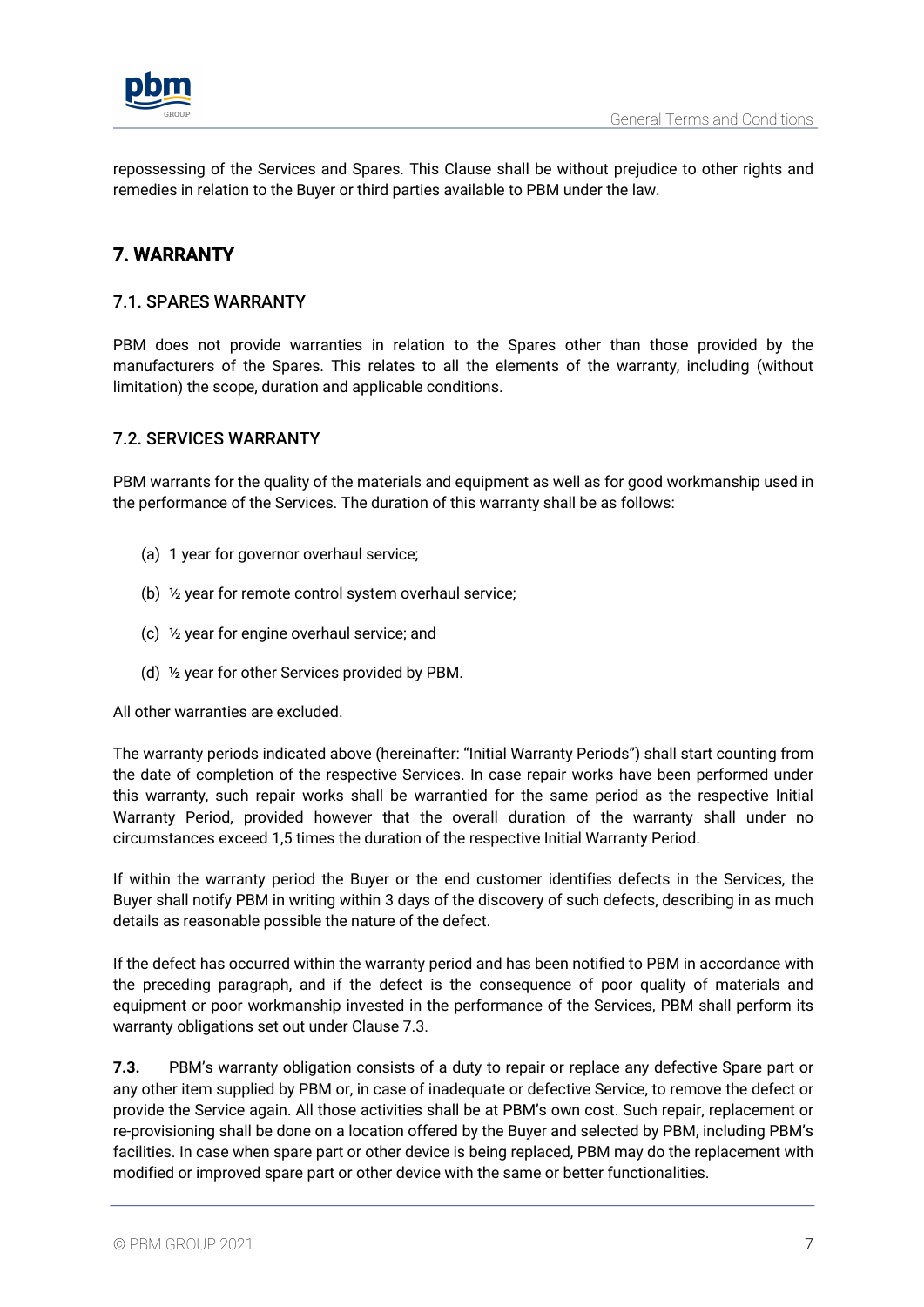repossessing of the Services and Spares. This Clause shall be without prejudice to other rights and remedies in relation to the Buyer or third parties available to PBM under the law.

## 7. WARRANTY

### 7.1. SPARES WARRANTY

PBM does not provide warranties in relation to the Spares other than those provided by the manufacturers of the Spares. This relates to all the elements of the warranty, including (without limitation) the scope, duration and applicable conditions.

### 7.2. SERVICES WARRANTY

PBM warrants for the quality of the materials and equipment as well as for good workmanship used in the performance of the Services. The duration of this warranty shall be as follows:

(a) 1 year for governor overhaul service;

(b) ½ year for remote control system overhaul service;

(c) ½ year for engine overhaul service; and

(d) ½ year for other Services provided by PBM.

All other warranties are excluded.

The warranty periods indicated above (hereinafter: "Initial Warranty Periods") shall start counting from the date of completion of the respective Services. In case repair works have been performed under this warranty, such repair works shall be warrantied for the same period as the respective Initial Warranty Period, provided however that the overall duration of the warranty shall under no circumstances exceed 1,5 times the duration of the respective Initial Warranty Period.

If within the warranty period the Buyer or the end customer identifies defects in the Services, the Buyer shall notify PBM in writing within 3 days of the discovery of such defects, describing in as much details as reasonable possible the nature of the defect.

If the defect has occurred within the warranty period and has been notified to PBM in accordance with the preceding paragraph, and if the defect is the consequence of poor quality of materials and equipment or poor workmanship invested in the performance of the Services, PBM shall perform its warranty obligations set out under Clause 7.3.

**7.3.** PBM's warranty obligation consists of a duty to repair or replace any defective Spare part or any other item supplied by PBM or, in case of inadequate or defective Service, to remove the defect or provide the Service again. All those activities shall be at PBM's own cost. Such repair, replacement or re-provisioning shall be done on a location offered by the Buyer and selected by PBM, including PBM's facilities. In case when spare part or other device is being replaced, PBM may do the replacement with modified or improved spare part or other device with the same or better functionalities.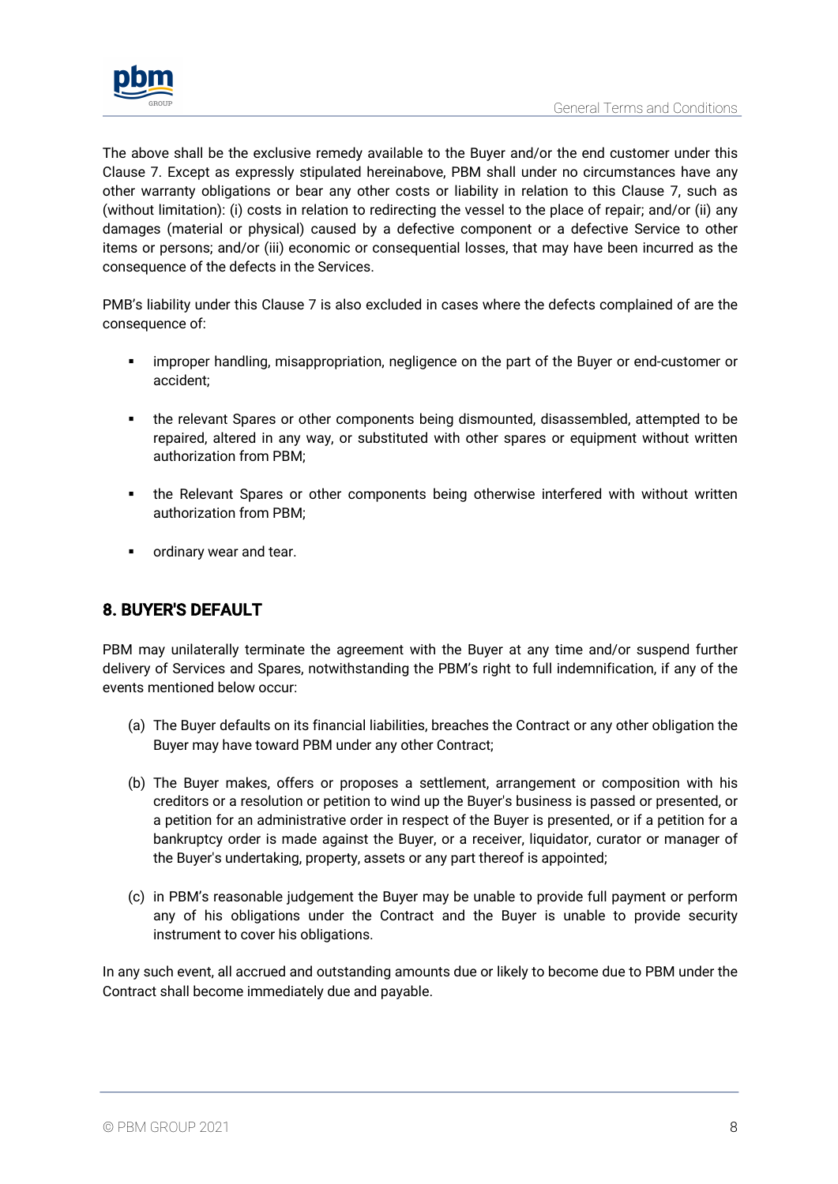The above shall be the exclusive remedy available to the Buyer and/or the end customer under this Clause 7. Except as expressly stipulated hereinabove, PBM shall under no circumstances have any other warranty obligations or bear any other costs or liability in relation to this Clause 7, such as (without limitation): (i) costs in relation to redirecting the vessel to the place of repair; and/or (ii) any damages (material or physical) caused by a defective component or a defective Service to other items or persons; and/or (iii) economic or consequential losses, that may have been incurred as the consequence of the defects in the Services.

PMB's liability under this Clause 7 is also excluded in cases where the defects complained of are the consequence of:

- improper handling, misappropriation, negligence on the part of the Buyer or end-customer or accident;
- the relevant Spares or other components being dismounted, disassembled, attempted to be repaired, altered in any way, or substituted with other spares or equipment without written authorization from PBM;
- the Relevant Spares or other components being otherwise interfered with without written authorization from PBM;
- ordinary wear and tear.

## 8. BUYER'S DEFAULT

PBM may unilaterally terminate the agreement with the Buyer at any time and/or suspend further delivery of Services and Spares, notwithstanding the PBM's right to full indemnification, if any of the events mentioned below occur:

(a) The Buyer defaults on its financial liabilities, breaches the Contract or any other obligation the Buyer may have toward PBM under any other Contract;

(b) The Buyer makes, offers or proposes a settlement, arrangement or composition with his creditors or a resolution or petition to wind up the Buyer's business is passed or presented, or a petition for an administrative order in respect of the Buyer is presented, or if a petition for a bankruptcy order is made against the Buyer, or a receiver, liquidator, curator or manager of the Buyer's undertaking, property, assets or any part thereof is appointed;

(c) in PBM's reasonable judgement the Buyer may be unable to provide full payment or perform any of his obligations under the Contract and the Buyer is unable to provide security instrument to cover his obligations.

In any such event, all accrued and outstanding amounts due or likely to become due to PBM under the Contract shall become immediately due and payable.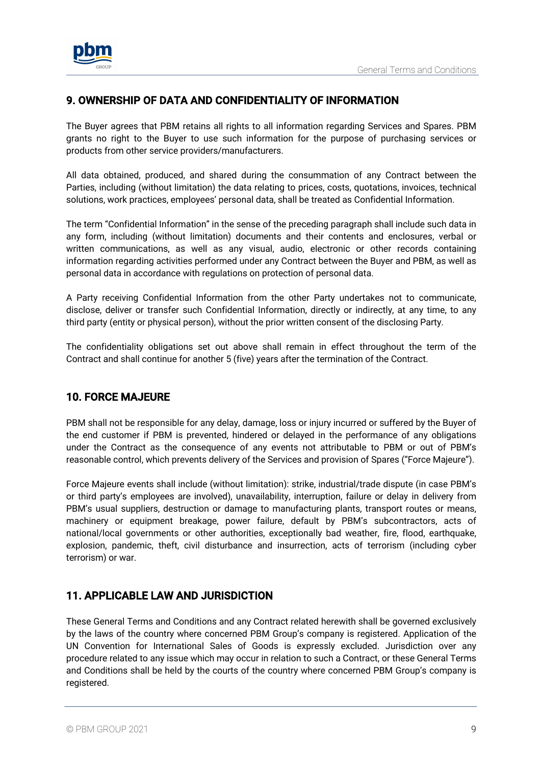## 9. OWNERSHIP OF DATA AND CONFIDENTIALITY OF INFORMATION

The Buyer agrees that PBM retains all rights to all information regarding Services and Spares. PBM grants no right to the Buyer to use such information for the purpose of purchasing services or products from other service providers/manufacturers.

All data obtained, produced, and shared during the consummation of any Contract between the Parties, including (without limitation) the data relating to prices, costs, quotations, invoices, technical solutions, work practices, employees' personal data, shall be treated as Confidential Information.

The term "Confidential Information" in the sense of the preceding paragraph shall include such data in any form, including (without limitation) documents and their contents and enclosures, verbal or written communications, as well as any visual, audio, electronic or other records containing information regarding activities performed under any Contract between the Buyer and PBM, as well as personal data in accordance with regulations on protection of personal data.

A Party receiving Confidential Information from the other Party undertakes not to communicate, disclose, deliver or transfer such Confidential Information, directly or indirectly, at any time, to any third party (entity or physical person), without the prior written consent of the disclosing Party.

The confidentiality obligations set out above shall remain in effect throughout the term of the Contract and shall continue for another 5 (five) years after the termination of the Contract.

## 10. FORCE MAJEURE

PBM shall not be responsible for any delay, damage, loss or injury incurred or suffered by the Buyer of the end customer if PBM is prevented, hindered or delayed in the performance of any obligations under the Contract as the consequence of any events not attributable to PBM or out of PBM's reasonable control, which prevents delivery of the Services and provision of Spares ("Force Majeure").

Force Majeure events shall include (without limitation): strike, industrial/trade dispute (in case PBM's or third party's employees are involved), unavailability, interruption, failure or delay in delivery from PBM's usual suppliers, destruction or damage to manufacturing plants, transport routes or means, machinery or equipment breakage, power failure, default by PBM's subcontractors, acts of national/local governments or other authorities, exceptionally bad weather, fire, flood, earthquake, explosion, pandemic, theft, civil disturbance and insurrection, acts of terrorism (including cyber terrorism) or war.

## 11. APPLICABLE LAW AND JURISDICTION

These General Terms and Conditions and any Contract related herewith shall be governed exclusively by the laws of the country where concerned PBM Group's company is registered. Application of the UN Convention for International Sales of Goods is expressly excluded. Jurisdiction over any procedure related to any issue which may occur in relation to such a Contract, or these General Terms and Conditions shall be held by the courts of the country where concerned PBM Group's company is registered.